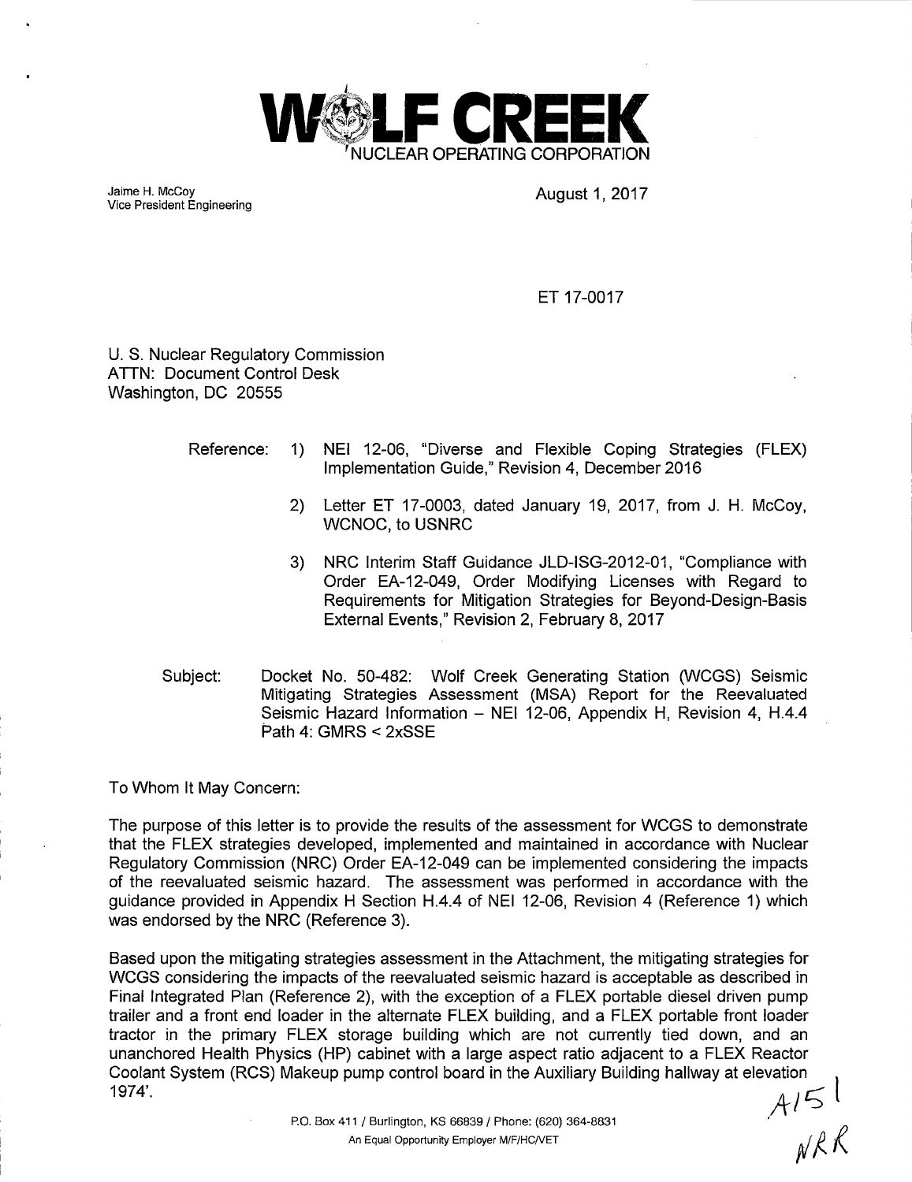# WOLF CREEK
NUCLEAR OPERATING CORPORATION

Jaime H. McCoy
Vice President Engineering

August 1, 2017

ET 17-0017

U. S. Nuclear Regulatory Commission
ATTN: Document Control Desk
Washington, DC 20555

Reference:

1) NEI 12-06, "Diverse and Flexible Coping Strategies (FLEX) Implementation Guide," Revision 4, December 2016
2) Letter ET 17-0003, dated January 19, 2017, from J. H. McCoy, WCNOC, to USNRC
3) NRC Interim Staff Guidance JLD-ISG-2012-01, "Compliance with Order EA-12-049, Order Modifying Licenses with Regard to Requirements for Mitigation Strategies for Beyond-Design-Basis External Events," Revision 2, February 8, 2017

Subject: Docket No. 50-482: Wolf Creek Generating Station (WCGS) Seismic Mitigating Strategies Assessment (MSA) Report for the Reevaluated Seismic Hazard Information – NEI 12-06, Appendix H, Revision 4, H.4.4 Path 4: GMRS < 2xSSE

To Whom It May Concern:

The purpose of this letter is to provide the results of the assessment for WCGS to demonstrate that the FLEX strategies developed, implemented and maintained in accordance with Nuclear Regulatory Commission (NRC) Order EA-12-049 can be implemented considering the impacts of the reevaluated seismic hazard. The assessment was performed in accordance with the guidance provided in Appendix H Section H.4.4 of NEI 12-06, Revision 4 (Reference 1) which was endorsed by the NRC (Reference 3).

Based upon the mitigating strategies assessment in the Attachment, the mitigating strategies for WCGS considering the impacts of the reevaluated seismic hazard is acceptable as described in Final Integrated Plan (Reference 2), with the exception of a FLEX portable diesel driven pump trailer and a front end loader in the alternate FLEX building, and a FLEX portable front loader tractor in the primary FLEX storage building which are not currently tied down, and an unanchored Health Physics (HP) cabinet with a large aspect ratio adjacent to a FLEX Reactor Coolant System (RCS) Makeup pump control board in the Auxiliary Building hallway at elevation 1974'.

A151
NRR

P.O. Box 411 / Burlington, KS 66839 / Phone: (620) 364-8831
An Equal Opportunity Employer M/F/HC/VET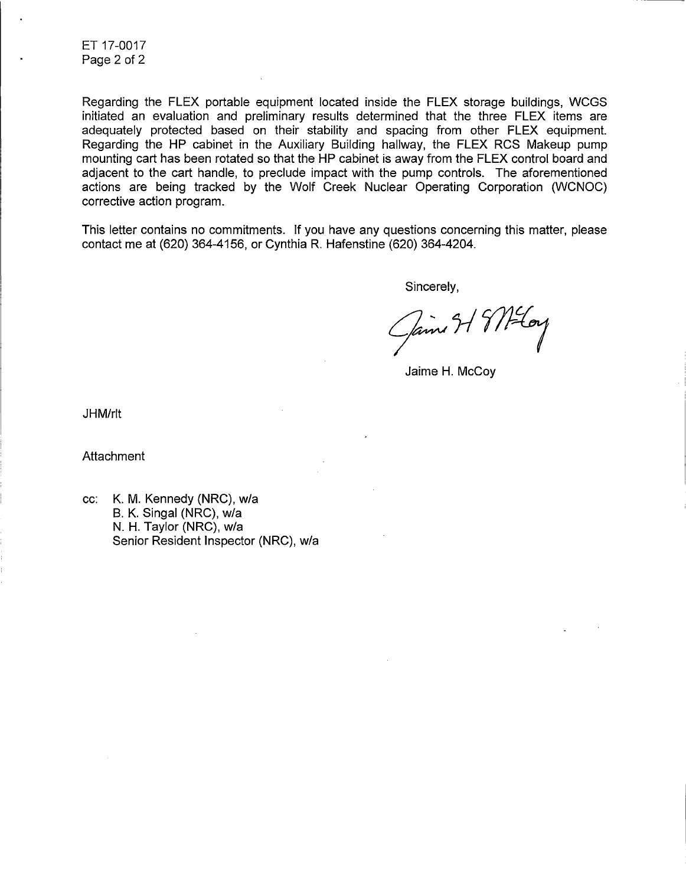Regarding the FLEX portable equipment located inside the FLEX storage buildings, WCGS initiated an evaluation and preliminary results determined that the three FLEX items are adequately protected based on their stability and spacing from other FLEX equipment. Regarding the HP cabinet in the Auxiliary Building hallway, the FLEX RCS Makeup pump mounting cart has been rotated so that the HP cabinet is away from the FLEX control board and adjacent to the cart handle, to preclude impact with the pump controls. The aforementioned actions are being tracked by the Wolf Creek Nuclear Operating Corporation (WCNOC) corrective action program.

This letter contains no commitments. If you have any questions concerning this matter, please contact me at (620) 364-4156, or Cynthia R. Hafenstine (620) 364-4204.

Sincerely,

Jaime H. McCoy

JHM/rlt

Attachment

cc: K. M. Kennedy (NRC), w/a
B. K. Singal (NRC), w/a
N. H. Taylor (NRC), w/a
Senior Resident Inspector (NRC), w/a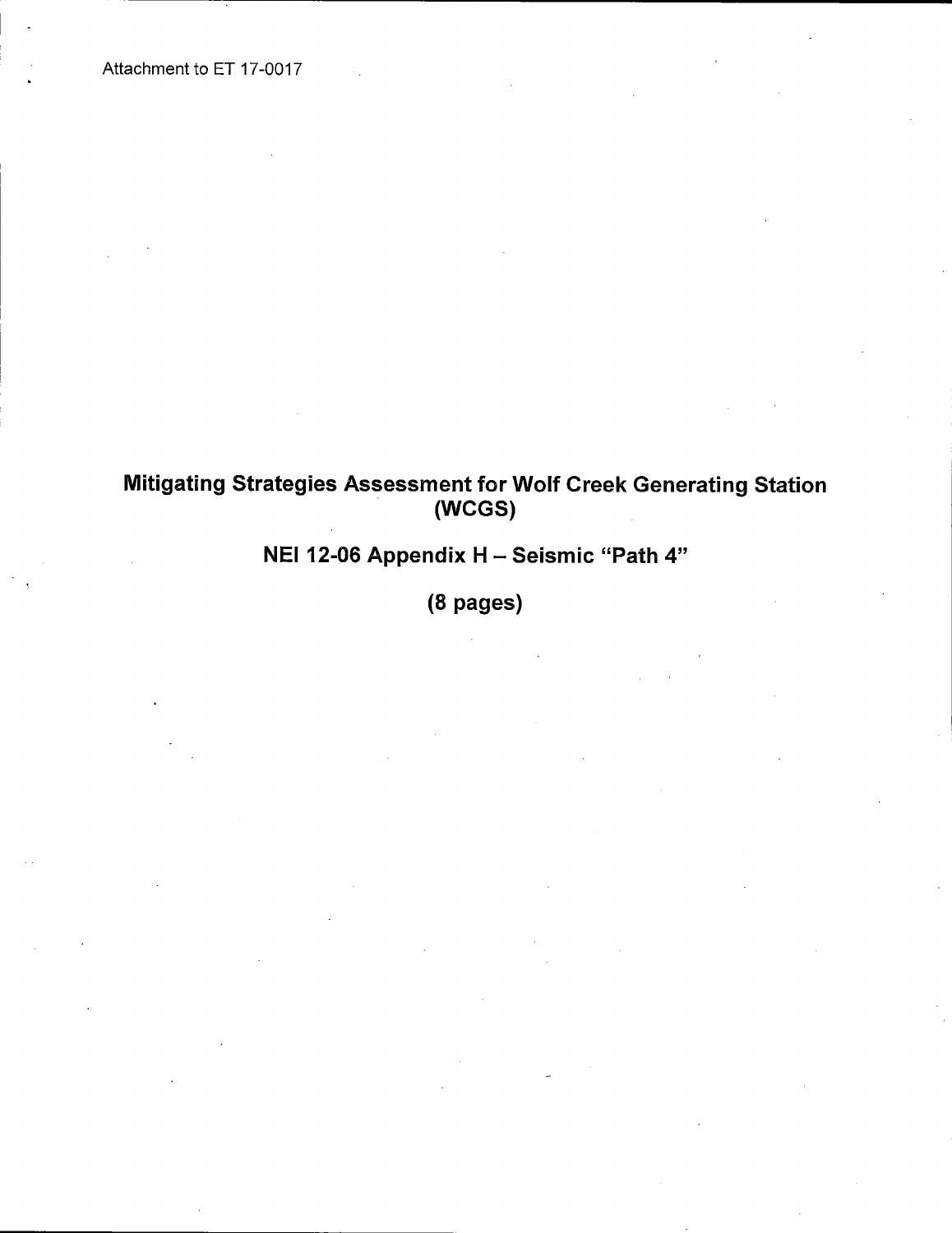Attachment to ET 17-0017

# Mitigating Strategies Assessment for Wolf Creek Generating Station (WCGS)

## NEI 12-06 Appendix H – Seismic "Path 4"

## (8 pages)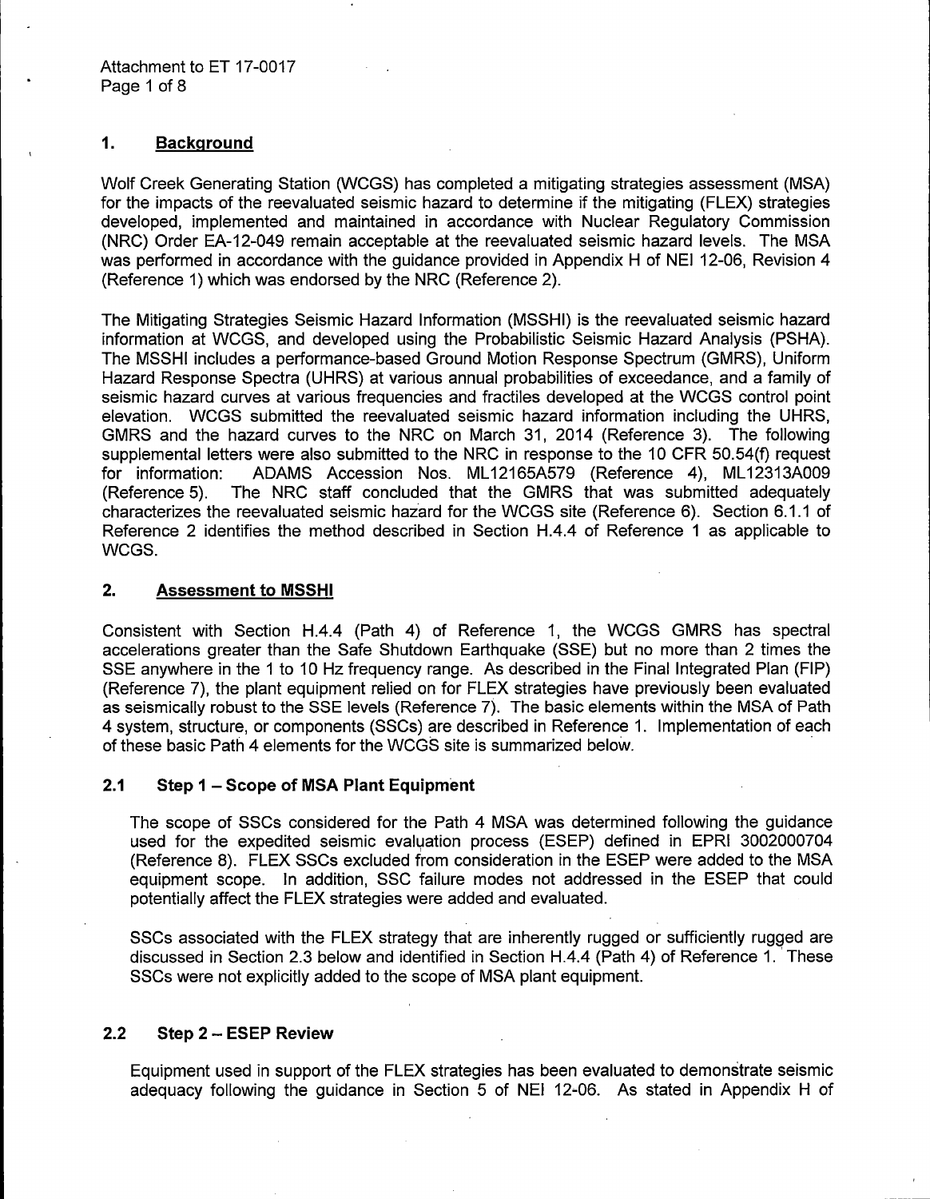## 1. Background

Wolf Creek Generating Station (WCGS) has completed a mitigating strategies assessment (MSA) for the impacts of the reevaluated seismic hazard to determine if the mitigating (FLEX) strategies developed, implemented and maintained in accordance with Nuclear Regulatory Commission (NRC) Order EA-12-049 remain acceptable at the reevaluated seismic hazard levels. The MSA was performed in accordance with the guidance provided in Appendix H of NEI 12-06, Revision 4 (Reference 1) which was endorsed by the NRC (Reference 2).

The Mitigating Strategies Seismic Hazard Information (MSSHI) is the reevaluated seismic hazard information at WCGS, and developed using the Probabilistic Seismic Hazard Analysis (PSHA). The MSSHI includes a performance-based Ground Motion Response Spectrum (GMRS), Uniform Hazard Response Spectra (UHRS) at various annual probabilities of exceedance, and a family of seismic hazard curves at various frequencies and fractiles developed at the WCGS control point elevation. WCGS submitted the reevaluated seismic hazard information including the UHRS, GMRS and the hazard curves to the NRC on March 31, 2014 (Reference 3). The following supplemental letters were also submitted to the NRC in response to the 10 CFR 50.54(f) request for information: ADAMS Accession Nos. ML12165A579 (Reference 4), ML12313A009 (Reference 5). The NRC staff concluded that the GMRS that was submitted adequately characterizes the reevaluated seismic hazard for the WCGS site (Reference 6). Section 6.1.1 of Reference 2 identifies the method described in Section H.4.4 of Reference 1 as applicable to WCGS.

## 2. Assessment to MSSHI

Consistent with Section H.4.4 (Path 4) of Reference 1, the WCGS GMRS has spectral accelerations greater than the Safe Shutdown Earthquake (SSE) but no more than 2 times the SSE anywhere in the 1 to 10 Hz frequency range. As described in the Final Integrated Plan (FIP) (Reference 7), the plant equipment relied on for FLEX strategies have previously been evaluated as seismically robust to the SSE levels (Reference 7). The basic elements within the MSA of Path 4 system, structure, or components (SSCs) are described in Reference 1. Implementation of each of these basic Path 4 elements for the WCGS site is summarized below.

### 2.1 Step 1 – Scope of MSA Plant Equipment

The scope of SSCs considered for the Path 4 MSA was determined following the guidance used for the expedited seismic evaluation process (ESEP) defined in EPRI 3002000704 (Reference 8). FLEX SSCs excluded from consideration in the ESEP were added to the MSA equipment scope. In addition, SSC failure modes not addressed in the ESEP that could potentially affect the FLEX strategies were added and evaluated.

SSCs associated with the FLEX strategy that are inherently rugged or sufficiently rugged are discussed in Section 2.3 below and identified in Section H.4.4 (Path 4) of Reference 1. These SSCs were not explicitly added to the scope of MSA plant equipment.

### 2.2 Step 2 – ESEP Review

Equipment used in support of the FLEX strategies has been evaluated to demonstrate seismic adequacy following the guidance in Section 5 of NEI 12-06. As stated in Appendix H of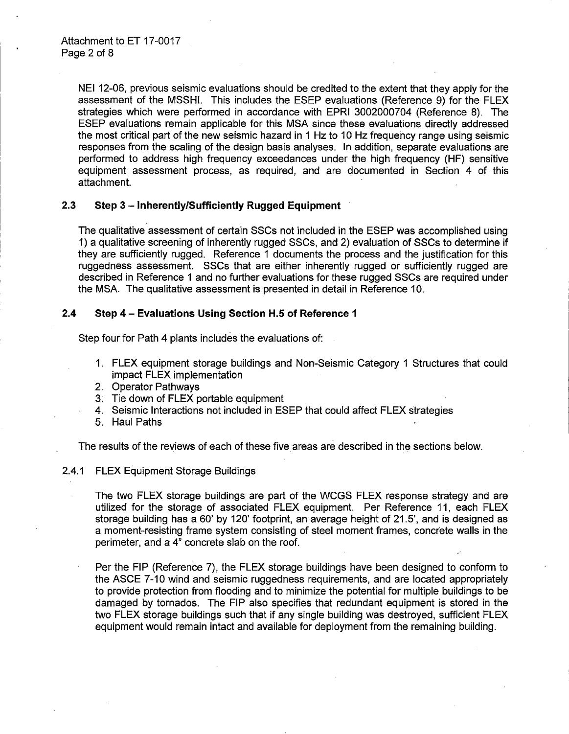NEI 12-06, previous seismic evaluations should be credited to the extent that they apply for the assessment of the MSSHI. This includes the ESEP evaluations (Reference 9) for the FLEX strategies which were performed in accordance with EPRI 3002000704 (Reference 8). The ESEP evaluations remain applicable for this MSA since these evaluations directly addressed the most critical part of the new seismic hazard in 1 Hz to 10 Hz frequency range using seismic responses from the scaling of the design basis analyses. In addition, separate evaluations are performed to address high frequency exceedances under the high frequency (HF) sensitive equipment assessment process, as required, and are documented in Section 4 of this attachment.

## 2.3 Step 3 – Inherently/Sufficiently Rugged Equipment

The qualitative assessment of certain SSCs not included in the ESEP was accomplished using 1) a qualitative screening of inherently rugged SSCs, and 2) evaluation of SSCs to determine if they are sufficiently rugged. Reference 1 documents the process and the justification for this ruggedness assessment. SSCs that are either inherently rugged or sufficiently rugged are described in Reference 1 and no further evaluations for these rugged SSCs are required under the MSA. The qualitative assessment is presented in detail in Reference 10.

## 2.4 Step 4 – Evaluations Using Section H.5 of Reference 1

Step four for Path 4 plants includes the evaluations of:

1. FLEX equipment storage buildings and Non-Seismic Category 1 Structures that could impact FLEX implementation
2. Operator Pathways
3. Tie down of FLEX portable equipment
4. Seismic Interactions not included in ESEP that could affect FLEX strategies
5. Haul Paths

The results of the reviews of each of these five areas are described in the sections below.

### 2.4.1 FLEX Equipment Storage Buildings

The two FLEX storage buildings are part of the WCGS FLEX response strategy and are utilized for the storage of associated FLEX equipment. Per Reference 11, each FLEX storage building has a 60' by 120' footprint, an average height of 21.5', and is designed as a moment-resisting frame system consisting of steel moment frames, concrete walls in the perimeter, and a 4" concrete slab on the roof.

Per the FIP (Reference 7), the FLEX storage buildings have been designed to conform to the ASCE 7-10 wind and seismic ruggedness requirements, and are located appropriately to provide protection from flooding and to minimize the potential for multiple buildings to be damaged by tornados. The FIP also specifies that redundant equipment is stored in the two FLEX storage buildings such that if any single building was destroyed, sufficient FLEX equipment would remain intact and available for deployment from the remaining building.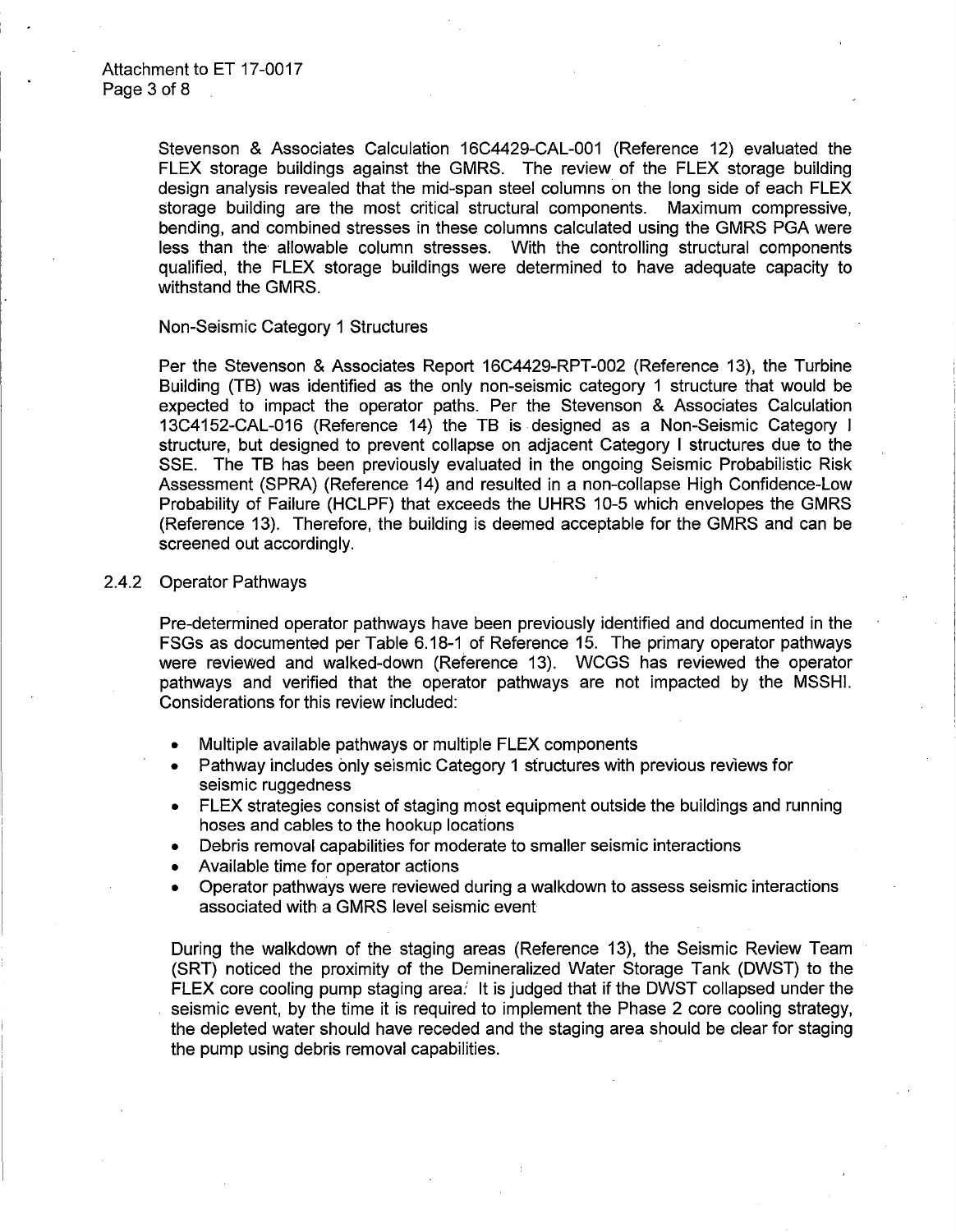Stevenson & Associates Calculation 16C4429-CAL-001 (Reference 12) evaluated the FLEX storage buildings against the GMRS. The review of the FLEX storage building design analysis revealed that the mid-span steel columns on the long side of each FLEX storage building are the most critical structural components. Maximum compressive, bending, and combined stresses in these columns calculated using the GMRS PGA were less than the allowable column stresses. With the controlling structural components qualified, the FLEX storage buildings were determined to have adequate capacity to withstand the GMRS.

Non-Seismic Category 1 Structures

Per the Stevenson & Associates Report 16C4429-RPT-002 (Reference 13), the Turbine Building (TB) was identified as the only non-seismic category 1 structure that would be expected to impact the operator paths. Per the Stevenson & Associates Calculation 13C4152-CAL-016 (Reference 14) the TB is designed as a Non-Seismic Category I structure, but designed to prevent collapse on adjacent Category I structures due to the SSE. The TB has been previously evaluated in the ongoing Seismic Probabilistic Risk Assessment (SPRA) (Reference 14) and resulted in a non-collapse High Confidence-Low Probability of Failure (HCLPF) that exceeds the UHRS 10-5 which envelopes the GMRS (Reference 13). Therefore, the building is deemed acceptable for the GMRS and can be screened out accordingly.

### 2.4.2 Operator Pathways

Pre-determined operator pathways have been previously identified and documented in the FSGs as documented per Table 6.18-1 of Reference 15. The primary operator pathways were reviewed and walked-down (Reference 13). WCGS has reviewed the operator pathways and verified that the operator pathways are not impacted by the MSSHI. Considerations for this review included:

- Multiple available pathways or multiple FLEX components
- Pathway includes only seismic Category 1 structures with previous reviews for seismic ruggedness
- FLEX strategies consist of staging most equipment outside the buildings and running hoses and cables to the hookup locations
- Debris removal capabilities for moderate to smaller seismic interactions
- Available time for operator actions
- Operator pathways were reviewed during a walkdown to assess seismic interactions associated with a GMRS level seismic event

During the walkdown of the staging areas (Reference 13), the Seismic Review Team (SRT) noticed the proximity of the Demineralized Water Storage Tank (DWST) to the FLEX core cooling pump staging area. It is judged that if the DWST collapsed under the seismic event, by the time it is required to implement the Phase 2 core cooling strategy, the depleted water should have receded and the staging area should be clear for staging the pump using debris removal capabilities.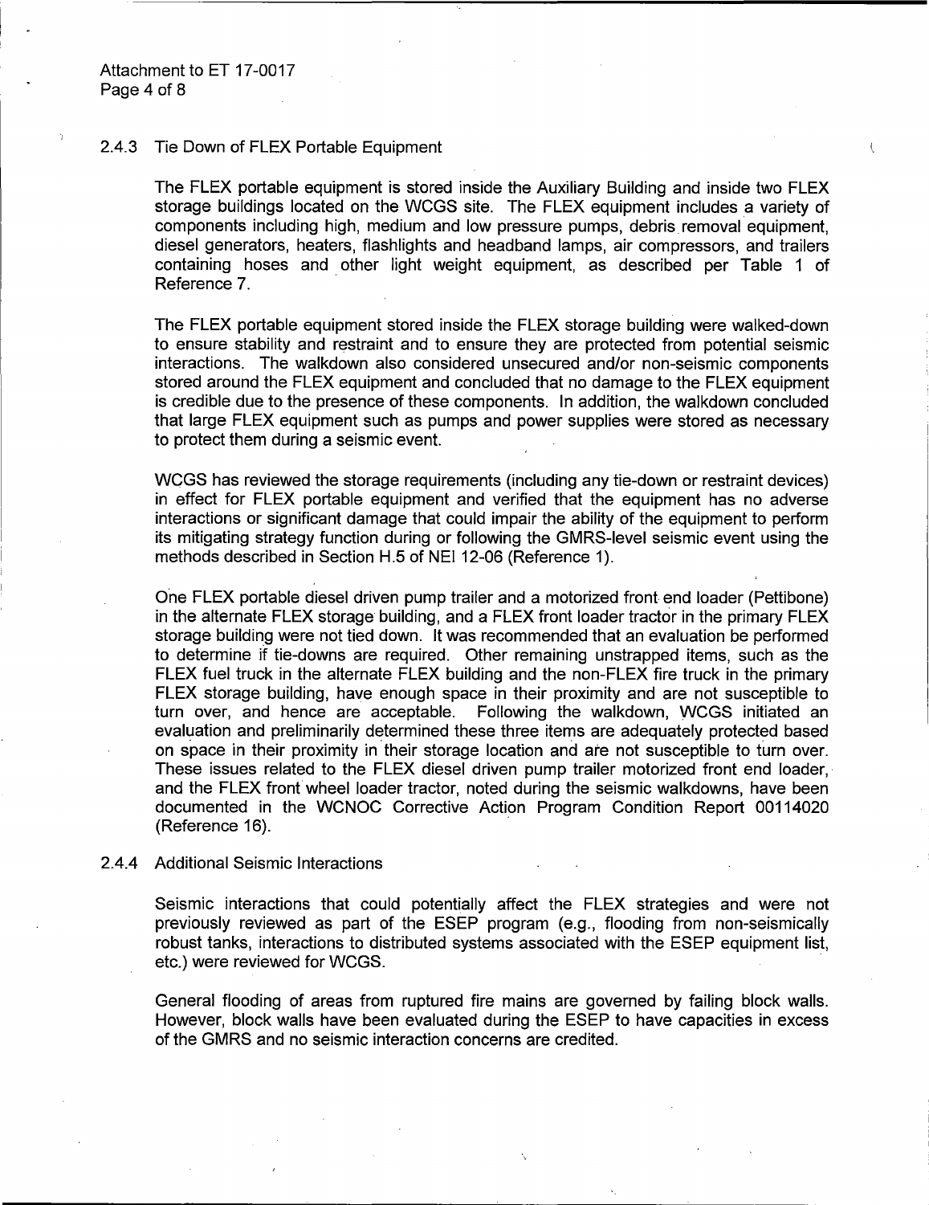#### 2.4.3 Tie Down of FLEX Portable Equipment

The FLEX portable equipment is stored inside the Auxiliary Building and inside two FLEX storage buildings located on the WCGS site. The FLEX equipment includes a variety of components including high, medium and low pressure pumps, debris removal equipment, diesel generators, heaters, flashlights and headband lamps, air compressors, and trailers containing hoses and other light weight equipment, as described per Table 1 of Reference 7.

The FLEX portable equipment stored inside the FLEX storage building were walked-down to ensure stability and restraint and to ensure they are protected from potential seismic interactions. The walkdown also considered unsecured and/or non-seismic components stored around the FLEX equipment and concluded that no damage to the FLEX equipment is credible due to the presence of these components. In addition, the walkdown concluded that large FLEX equipment such as pumps and power supplies were stored as necessary to protect them during a seismic event.

WCGS has reviewed the storage requirements (including any tie-down or restraint devices) in effect for FLEX portable equipment and verified that the equipment has no adverse interactions or significant damage that could impair the ability of the equipment to perform its mitigating strategy function during or following the GMRS-level seismic event using the methods described in Section H.5 of NEI 12-06 (Reference 1).

One FLEX portable diesel driven pump trailer and a motorized front end loader (Pettibone) in the alternate FLEX storage building, and a FLEX front loader tractor in the primary FLEX storage building were not tied down. It was recommended that an evaluation be performed to determine if tie-downs are required. Other remaining unstrapped items, such as the FLEX fuel truck in the alternate FLEX building and the non-FLEX fire truck in the primary FLEX storage building, have enough space in their proximity and are not susceptible to turn over, and hence are acceptable. Following the walkdown, WCGS initiated an evaluation and preliminarily determined these three items are adequately protected based on space in their proximity in their storage location and are not susceptible to turn over. These issues related to the FLEX diesel driven pump trailer motorized front end loader, and the FLEX front wheel loader tractor, noted during the seismic walkdowns, have been documented in the WCNOC Corrective Action Program Condition Report 00114020 (Reference 16).

#### 2.4.4 Additional Seismic Interactions

Seismic interactions that could potentially affect the FLEX strategies and were not previously reviewed as part of the ESEP program (e.g., flooding from non-seismically robust tanks, interactions to distributed systems associated with the ESEP equipment list, etc.) were reviewed for WCGS.

General flooding of areas from ruptured fire mains are governed by failing block walls. However, block walls have been evaluated during the ESEP to have capacities in excess of the GMRS and no seismic interaction concerns are credited.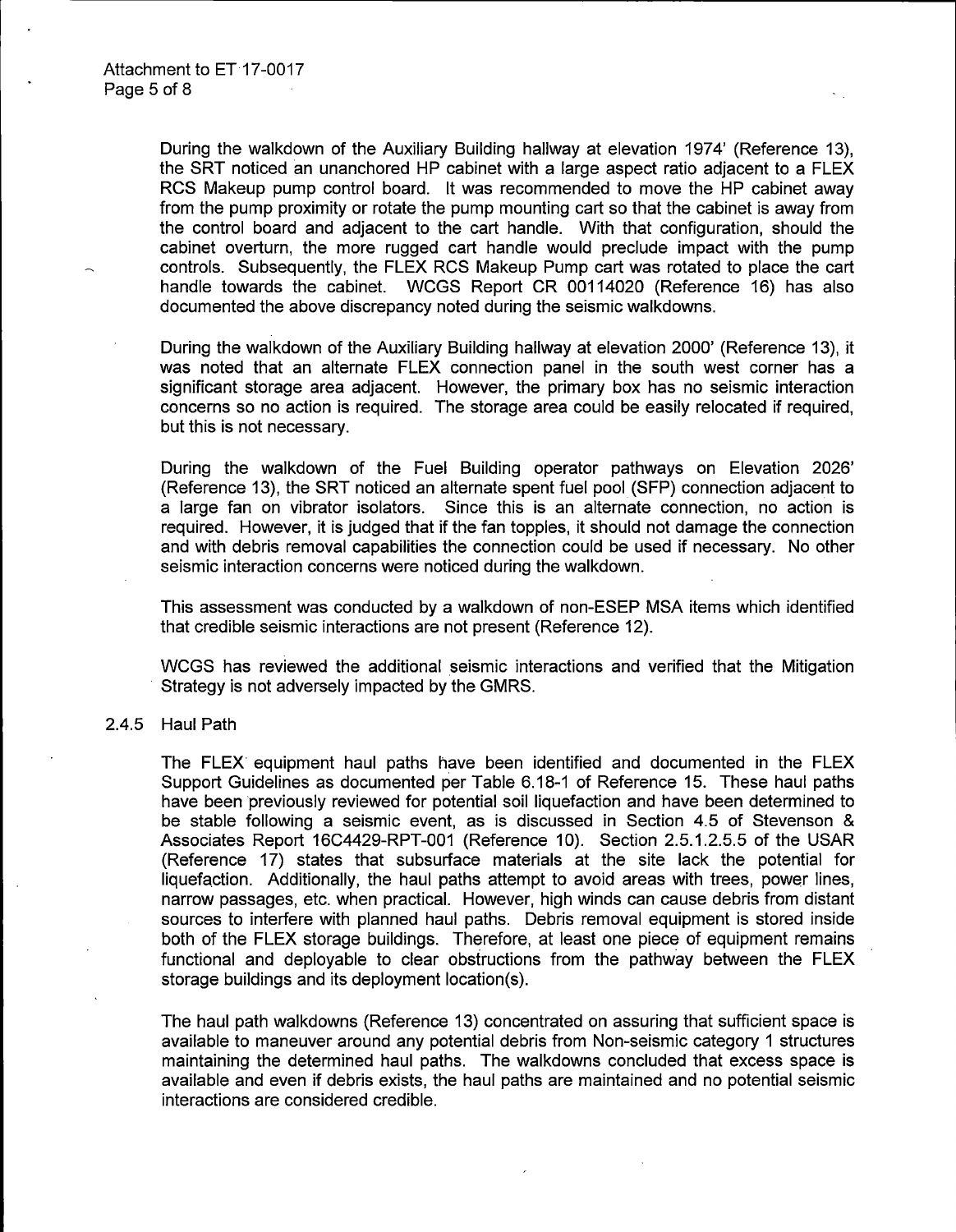During the walkdown of the Auxiliary Building hallway at elevation 1974' (Reference 13), the SRT noticed an unanchored HP cabinet with a large aspect ratio adjacent to a FLEX RCS Makeup pump control board. It was recommended to move the HP cabinet away from the pump proximity or rotate the pump mounting cart so that the cabinet is away from the control board and adjacent to the cart handle. With that configuration, should the cabinet overturn, the more rugged cart handle would preclude impact with the pump controls. Subsequently, the FLEX RCS Makeup Pump cart was rotated to place the cart handle towards the cabinet. WCGS Report CR 00114020 (Reference 16) has also documented the above discrepancy noted during the seismic walkdowns.

During the walkdown of the Auxiliary Building hallway at elevation 2000' (Reference 13), it was noted that an alternate FLEX connection panel in the south west corner has a significant storage area adjacent. However, the primary box has no seismic interaction concerns so no action is required. The storage area could be easily relocated if required, but this is not necessary.

During the walkdown of the Fuel Building operator pathways on Elevation 2026' (Reference 13), the SRT noticed an alternate spent fuel pool (SFP) connection adjacent to a large fan on vibrator isolators. Since this is an alternate connection, no action is required. However, it is judged that if the fan topples, it should not damage the connection and with debris removal capabilities the connection could be used if necessary. No other seismic interaction concerns were noticed during the walkdown.

This assessment was conducted by a walkdown of non-ESEP MSA items which identified that credible seismic interactions are not present (Reference 12).

WCGS has reviewed the additional seismic interactions and verified that the Mitigation Strategy is not adversely impacted by the GMRS.

### 2.4.5 Haul Path

The FLEX equipment haul paths have been identified and documented in the FLEX Support Guidelines as documented per Table 6.18-1 of Reference 15. These haul paths have been previously reviewed for potential soil liquefaction and have been determined to be stable following a seismic event, as is discussed in Section 4.5 of Stevenson & Associates Report 16C4429-RPT-001 (Reference 10). Section 2.5.1.2.5.5 of the USAR (Reference 17) states that subsurface materials at the site lack the potential for liquefaction. Additionally, the haul paths attempt to avoid areas with trees, power lines, narrow passages, etc. when practical. However, high winds can cause debris from distant sources to interfere with planned haul paths. Debris removal equipment is stored inside both of the FLEX storage buildings. Therefore, at least one piece of equipment remains functional and deployable to clear obstructions from the pathway between the FLEX storage buildings and its deployment location(s).

The haul path walkdowns (Reference 13) concentrated on assuring that sufficient space is available to maneuver around any potential debris from Non-seismic category 1 structures maintaining the determined haul paths. The walkdowns concluded that excess space is available and even if debris exists, the haul paths are maintained and no potential seismic interactions are considered credible.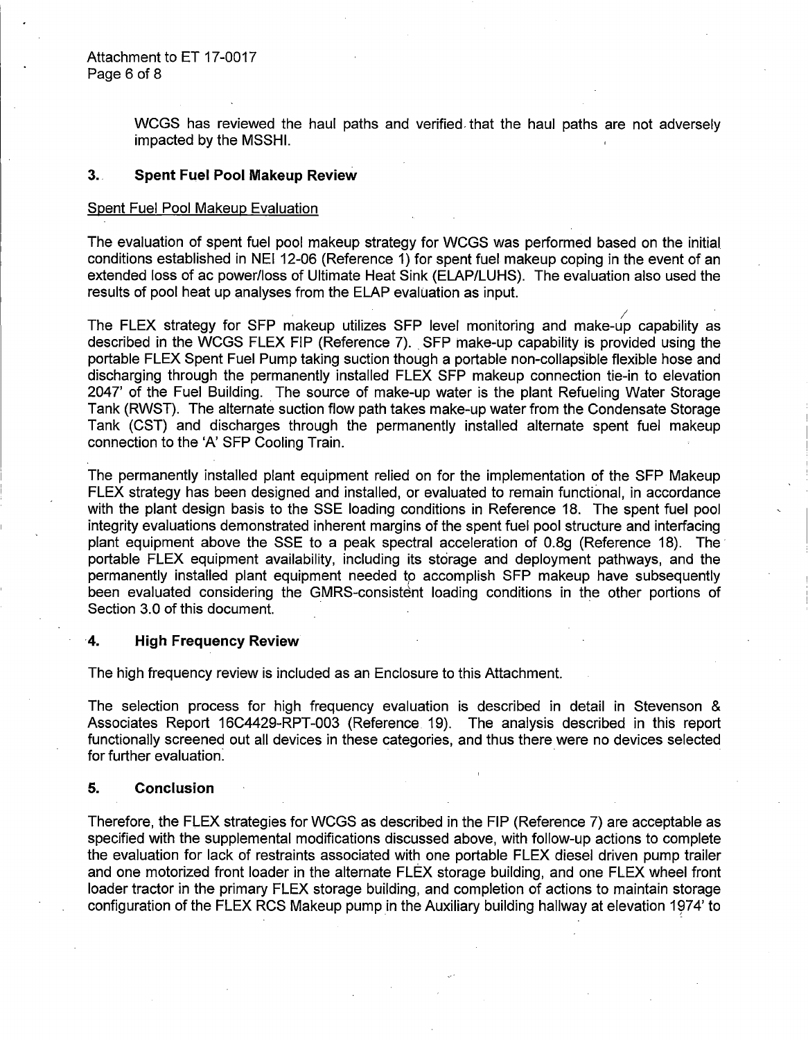WCGS has reviewed the haul paths and verified that the haul paths are not adversely impacted by the MSSHI.

### 3. Spent Fuel Pool Makeup Review

Spent Fuel Pool Makeup Evaluation

The evaluation of spent fuel pool makeup strategy for WCGS was performed based on the initial conditions established in NEI 12-06 (Reference 1) for spent fuel makeup coping in the event of an extended loss of ac power/loss of Ultimate Heat Sink (ELAP/LUHS). The evaluation also used the results of pool heat up analyses from the ELAP evaluation as input.

The FLEX strategy for SFP makeup utilizes SFP level monitoring and make-up capability as described in the WCGS FLEX FIP (Reference 7). SFP make-up capability is provided using the portable FLEX Spent Fuel Pump taking suction though a portable non-collapsible flexible hose and discharging through the permanently installed FLEX SFP makeup connection tie-in to elevation 2047' of the Fuel Building. The source of make-up water is the plant Refueling Water Storage Tank (RWST). The alternate suction flow path takes make-up water from the Condensate Storage Tank (CST) and discharges through the permanently installed alternate spent fuel makeup connection to the 'A' SFP Cooling Train.

The permanently installed plant equipment relied on for the implementation of the SFP Makeup FLEX strategy has been designed and installed, or evaluated to remain functional, in accordance with the plant design basis to the SSE loading conditions in Reference 18. The spent fuel pool integrity evaluations demonstrated inherent margins of the spent fuel pool structure and interfacing plant equipment above the SSE to a peak spectral acceleration of 0.8g (Reference 18). The portable FLEX equipment availability, including its storage and deployment pathways, and the permanently installed plant equipment needed to accomplish SFP makeup have subsequently been evaluated considering the GMRS-consistent loading conditions in the other portions of Section 3.0 of this document.

### 4. High Frequency Review

The high frequency review is included as an Enclosure to this Attachment.

The selection process for high frequency evaluation is described in detail in Stevenson & Associates Report 16C4429-RPT-003 (Reference 19). The analysis described in this report functionally screened out all devices in these categories, and thus there were no devices selected for further evaluation.

### 5. Conclusion

Therefore, the FLEX strategies for WCGS as described in the FIP (Reference 7) are acceptable as specified with the supplemental modifications discussed above, with follow-up actions to complete the evaluation for lack of restraints associated with one portable FLEX diesel driven pump trailer and one motorized front loader in the alternate FLEX storage building, and one FLEX wheel front loader tractor in the primary FLEX storage building, and completion of actions to maintain storage configuration of the FLEX RCS Makeup pump in the Auxiliary building hallway at elevation 1974' to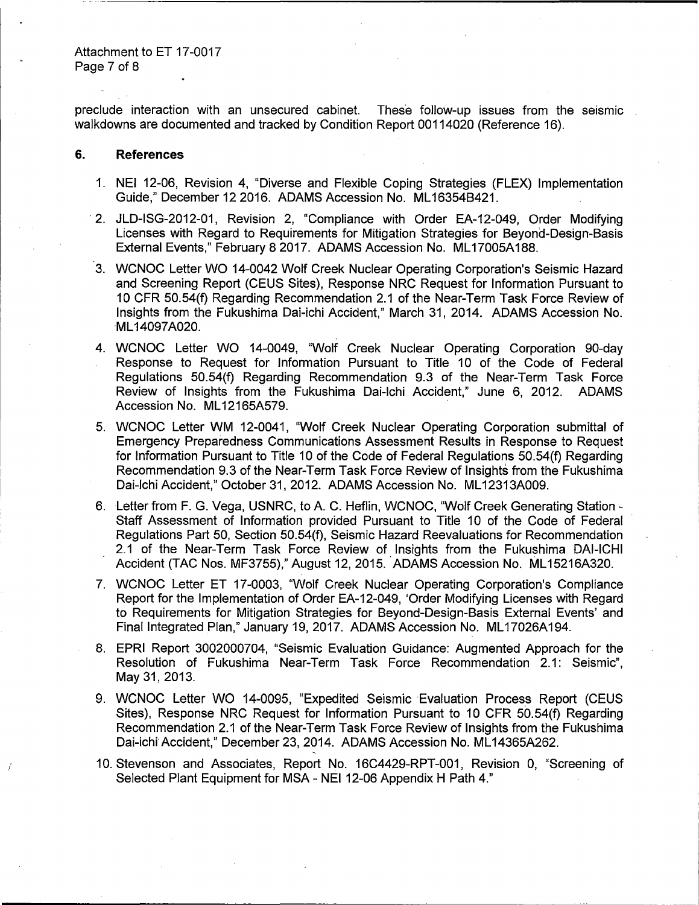preclude interaction with an unsecured cabinet. These follow-up issues from the seismic walkdowns are documented and tracked by Condition Report 00114020 (Reference 16).

## 6. References

1. NEI 12-06, Revision 4, "Diverse and Flexible Coping Strategies (FLEX) Implementation Guide," December 12 2016. ADAMS Accession No. ML16354B421.
2. JLD-ISG-2012-01, Revision 2, "Compliance with Order EA-12-049, Order Modifying Licenses with Regard to Requirements for Mitigation Strategies for Beyond-Design-Basis External Events," February 8 2017. ADAMS Accession No. ML17005A188.
3. WCNOC Letter WO 14-0042 Wolf Creek Nuclear Operating Corporation's Seismic Hazard and Screening Report (CEUS Sites), Response NRC Request for Information Pursuant to 10 CFR 50.54(f) Regarding Recommendation 2.1 of the Near-Term Task Force Review of Insights from the Fukushima Dai-ichi Accident," March 31, 2014. ADAMS Accession No. ML14097A020.
4. WCNOC Letter WO 14-0049, "Wolf Creek Nuclear Operating Corporation 90-day Response to Request for Information Pursuant to Title 10 of the Code of Federal Regulations 50.54(f) Regarding Recommendation 9.3 of the Near-Term Task Force Review of Insights from the Fukushima Dai-Ichi Accident," June 6, 2012. ADAMS Accession No. ML12165A579.
5. WCNOC Letter WM 12-0041, "Wolf Creek Nuclear Operating Corporation submittal of Emergency Preparedness Communications Assessment Results in Response to Request for Information Pursuant to Title 10 of the Code of Federal Regulations 50.54(f) Regarding Recommendation 9.3 of the Near-Term Task Force Review of Insights from the Fukushima Dai-Ichi Accident," October 31, 2012. ADAMS Accession No. ML12313A009.
6. Letter from F. G. Vega, USNRC, to A. C. Heflin, WCNOC, "Wolf Creek Generating Station - Staff Assessment of Information provided Pursuant to Title 10 of the Code of Federal Regulations Part 50, Section 50.54(f), Seismic Hazard Reevaluations for Recommendation 2.1 of the Near-Term Task Force Review of Insights from the Fukushima DAI-ICHI Accident (TAC Nos. MF3755)," August 12, 2015. ADAMS Accession No. ML15216A320.
7. WCNOC Letter ET 17-0003, "Wolf Creek Nuclear Operating Corporation's Compliance Report for the Implementation of Order EA-12-049, 'Order Modifying Licenses with Regard to Requirements for Mitigation Strategies for Beyond-Design-Basis External Events' and Final Integrated Plan," January 19, 2017. ADAMS Accession No. ML17026A194.
8. EPRI Report 3002000704, "Seismic Evaluation Guidance: Augmented Approach for the Resolution of Fukushima Near-Term Task Force Recommendation 2.1: Seismic", May 31, 2013.
9. WCNOC Letter WO 14-0095, "Expedited Seismic Evaluation Process Report (CEUS Sites), Response NRC Request for Information Pursuant to 10 CFR 50.54(f) Regarding Recommendation 2.1 of the Near-Term Task Force Review of Insights from the Fukushima Dai-ichi Accident," December 23, 2014. ADAMS Accession No. ML14365A262.
10. Stevenson and Associates, Report No. 16C4429-RPT-001, Revision 0, "Screening of Selected Plant Equipment for MSA - NEI 12-06 Appendix H Path 4."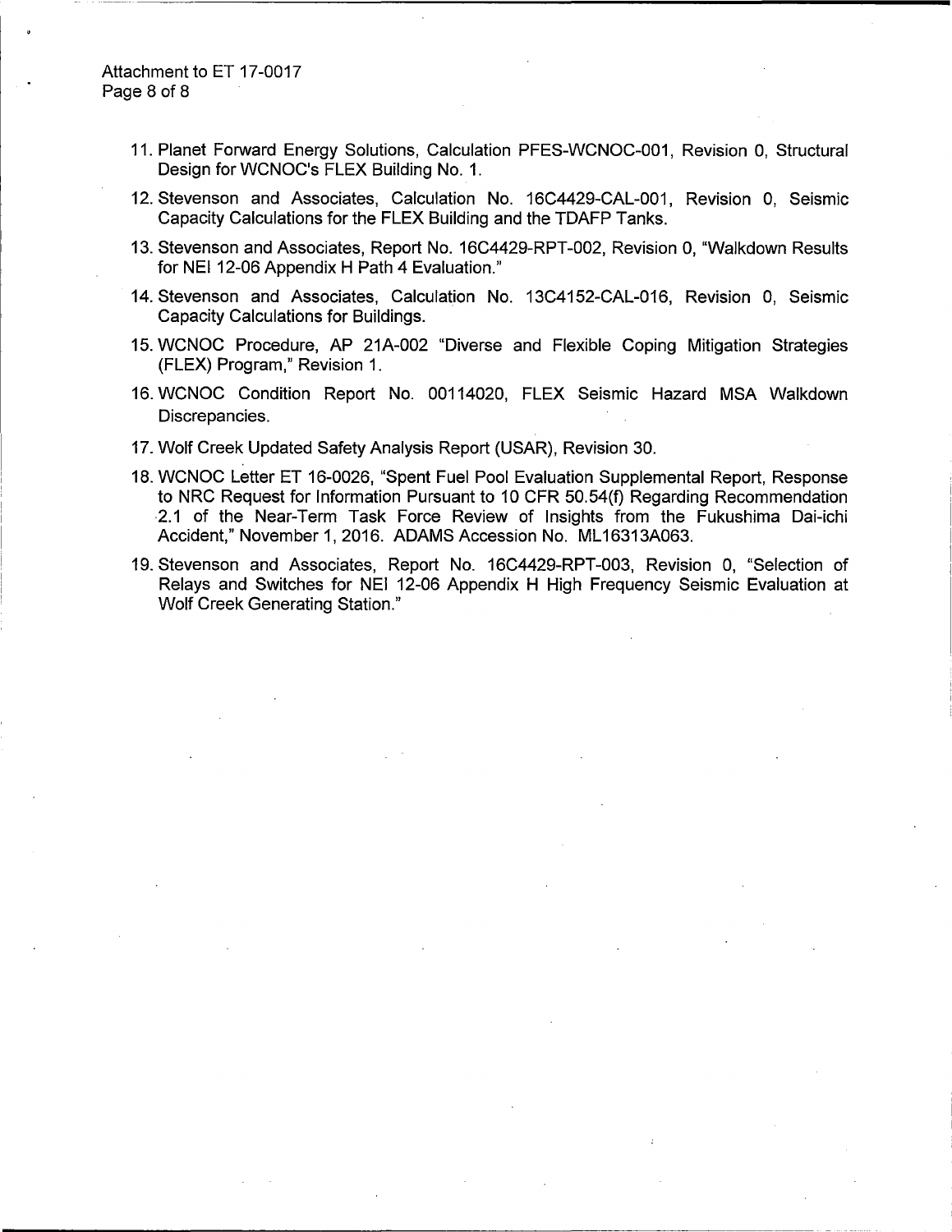11. Planet Forward Energy Solutions, Calculation PFES-WCNOC-001, Revision 0, Structural Design for WCNOC's FLEX Building No. 1.
12. Stevenson and Associates, Calculation No. 16C4429-CAL-001, Revision 0, Seismic Capacity Calculations for the FLEX Building and the TDAFP Tanks.
13. Stevenson and Associates, Report No. 16C4429-RPT-002, Revision 0, "Walkdown Results for NEI 12-06 Appendix H Path 4 Evaluation."
14. Stevenson and Associates, Calculation No. 13C4152-CAL-016, Revision 0, Seismic Capacity Calculations for Buildings.
15. WCNOC Procedure, AP 21A-002 "Diverse and Flexible Coping Mitigation Strategies (FLEX) Program," Revision 1.
16. WCNOC Condition Report No. 00114020, FLEX Seismic Hazard MSA Walkdown Discrepancies.
17. Wolf Creek Updated Safety Analysis Report (USAR), Revision 30.
18. WCNOC Letter ET 16-0026, "Spent Fuel Pool Evaluation Supplemental Report, Response to NRC Request for Information Pursuant to 10 CFR 50.54(f) Regarding Recommendation 2.1 of the Near-Term Task Force Review of Insights from the Fukushima Dai-ichi Accident," November 1, 2016. ADAMS Accession No. ML16313A063.
19. Stevenson and Associates, Report No. 16C4429-RPT-003, Revision 0, "Selection of Relays and Switches for NEI 12-06 Appendix H High Frequency Seismic Evaluation at Wolf Creek Generating Station."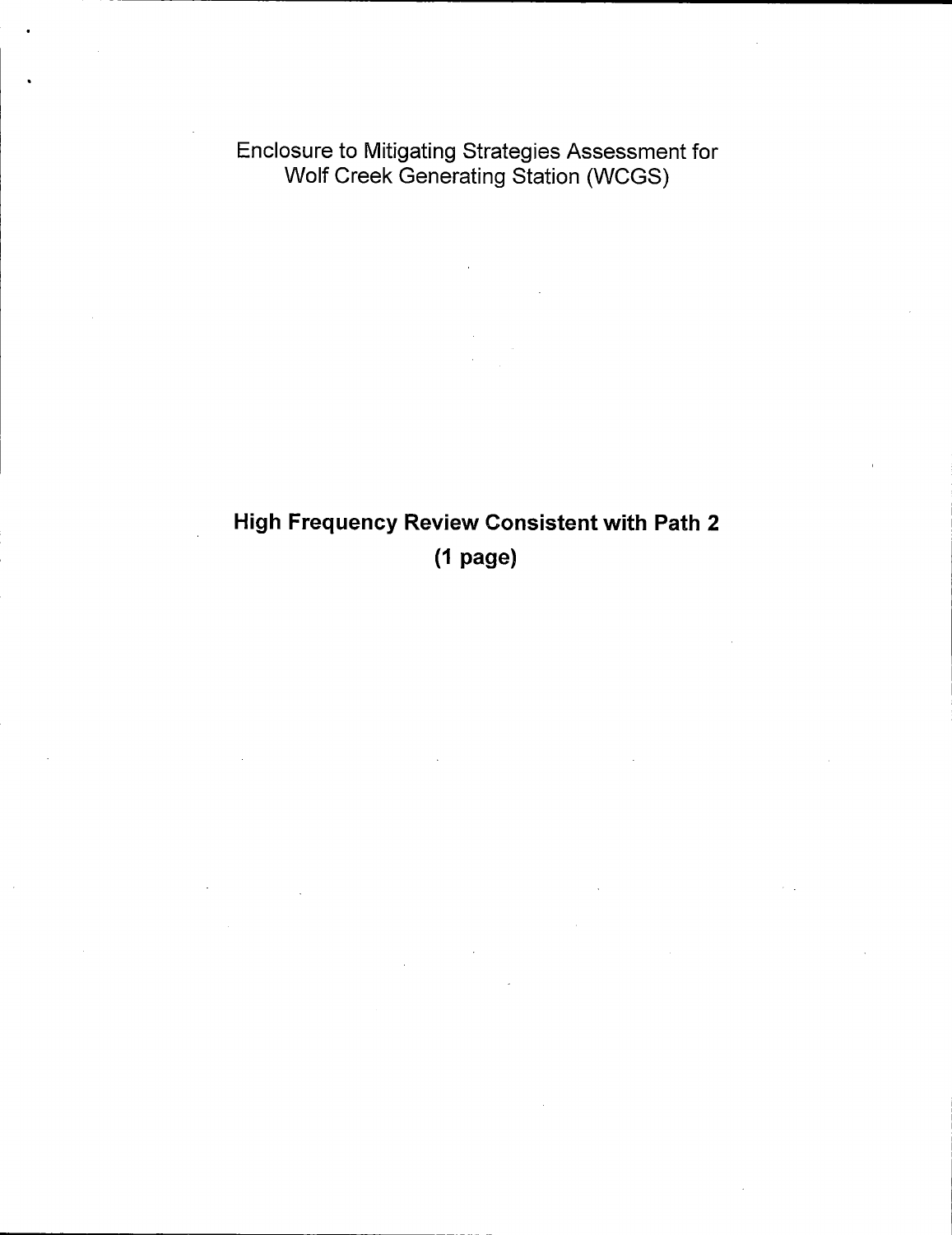Enclosure to Mitigating Strategies Assessment for Wolf Creek Generating Station (WCGS)

**High Frequency Review Consistent with Path 2**

**(1 page)**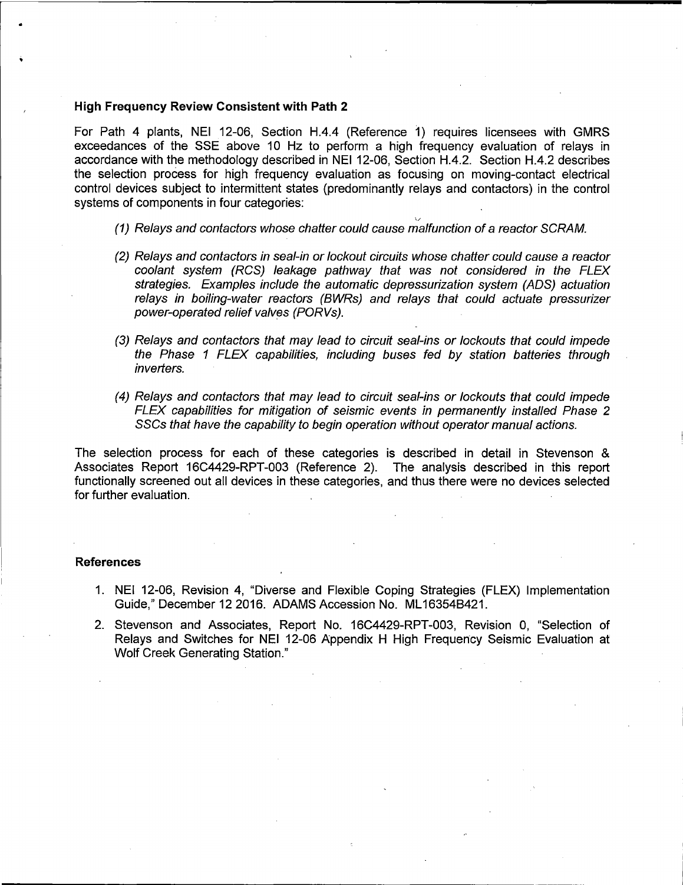### High Frequency Review Consistent with Path 2

For Path 4 plants, NEI 12-06, Section H.4.4 (Reference 1) requires licensees with GMRS exceedances of the SSE above 10 Hz to perform a high frequency evaluation of relays in accordance with the methodology described in NEI 12-06, Section H.4.2. Section H.4.2 describes the selection process for high frequency evaluation as focusing on moving-contact electrical control devices subject to intermittent states (predominantly relays and contactors) in the control systems of components in four categories:

*(1) Relays and contactors whose chatter could cause malfunction of a reactor SCRAM.*

*(2) Relays and contactors in seal-in or lockout circuits whose chatter could cause a reactor coolant system (RCS) leakage pathway that was not considered in the FLEX strategies. Examples include the automatic depressurization system (ADS) actuation relays in boiling-water reactors (BWRs) and relays that could actuate pressurizer power-operated relief valves (PORVs).*

*(3) Relays and contactors that may lead to circuit seal-ins or lockouts that could impede the Phase 1 FLEX capabilities, including buses fed by station batteries through inverters.*

*(4) Relays and contactors that may lead to circuit seal-ins or lockouts that could impede FLEX capabilities for mitigation of seismic events in permanently installed Phase 2 SSCs that have the capability to begin operation without operator manual actions.*

The selection process for each of these categories is described in detail in Stevenson & Associates Report 16C4429-RPT-003 (Reference 2). The analysis described in this report functionally screened out all devices in these categories, and thus there were no devices selected for further evaluation.

### References

1. NEI 12-06, Revision 4, "Diverse and Flexible Coping Strategies (FLEX) Implementation Guide," December 12 2016. ADAMS Accession No. ML16354B421.
2. Stevenson and Associates, Report No. 16C4429-RPT-003, Revision 0, "Selection of Relays and Switches for NEI 12-06 Appendix H High Frequency Seismic Evaluation at Wolf Creek Generating Station."